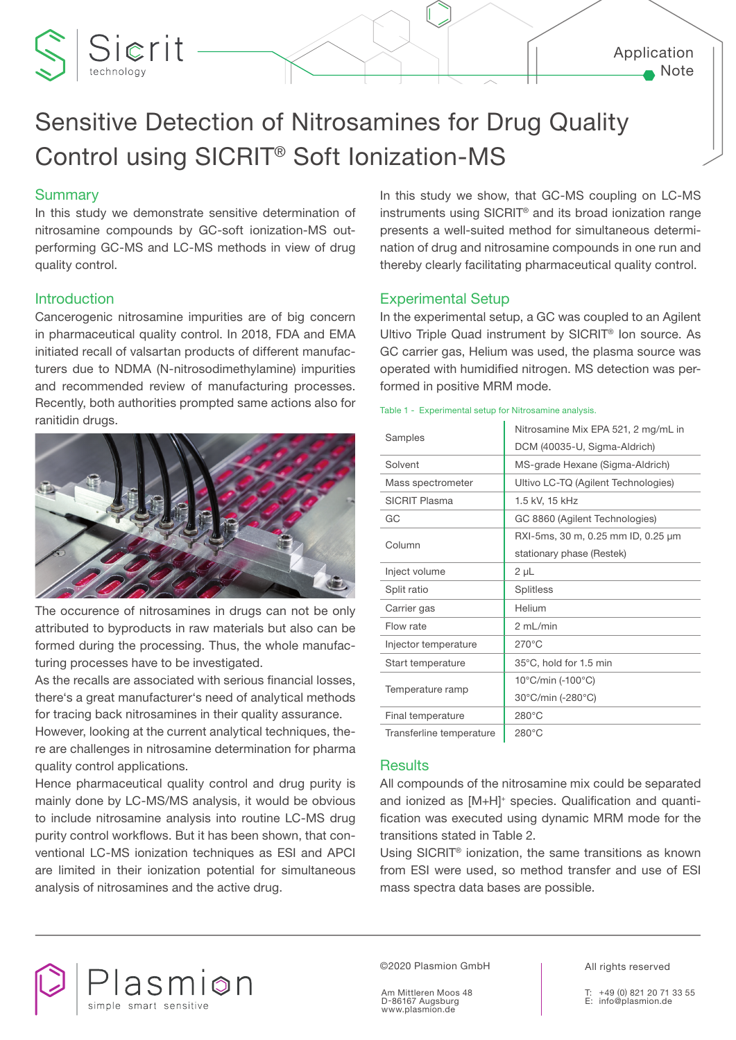# Sensitive Detection of Nitrosamines for Drug Quality Control using SICRIT® Soft Ionization-MS

## Summary

In this study we demonstrate sensitive determination of nitrosamine compounds by GC-soft ionization-MS outperforming GC-MS and LC-MS methods in view of drug quality control.

In this study we show, that GC-MS coupling on LC-MS instruments using SICRIT® and its broad ionization range presents a well-suited method for simultaneous determination of drug and nitrosamine compounds in one run and thereby clearly facilitating pharmaceutical quality control.

## Introduction

Cancerogenic nitrosamine impurities are of big concern in pharmaceutical quality control. In 2018, FDA and EMA initiated recall of valsartan products of different manufacturers due to NDMA (N-nitrosodimethylamine) impurities and recommended review of manufacturing processes. Recently, both authorities prompted same actions also for ranitidin drugs.

The occurence of nitrosamines in drugs can not be only attributed to byproducts in raw materials but also can be formed during the processing. Thus, the whole manufacturing processes have to be investigated.

As the recalls are associated with serious financial losses, there's a great manufacturer's need of analytical methods for tracing back nitrosamines in their quality assurance.

However, looking at the current analytical techniques, there are challenges in nitrosamine determination for pharma quality control applications.

Hence pharmaceutical quality control and drug purity is mainly done by LC-MS/MS analysis, it would be obvious to include nitrosamine analysis into routine LC-MS drug purity control workflows. But it has been shown, that conventional LC-MS ionization techniques as ESI and APCI are limited in their ionization potential for simultaneous analysis of nitrosamines and the active drug.

## Experimental Setup

In the experimental setup, a GC was coupled to an Agilent Ultivo Triple Quad instrument by SICRIT® Ion source. As GC carrier gas, Helium was used, the plasma source was operated with humidified nitrogen. MS detection was performed in positive MRM mode.

Table 1 - Experimental setup for Nitrosamine analysis.

| | |
|---|---|
| Samples | Nitrosamine Mix EPA 521, 2 mg/mL in DCM (40035-U, Sigma-Aldrich) |
| Solvent | MS-grade Hexane (Sigma-Aldrich) |
| Mass spectrometer | Ultivo LC-TQ (Agilent Technologies) |
| SICRIT Plasma | 1.5 kV, 15 kHz |
| GC | GC 8860 (Agilent Technologies) |
| Column | RXI-5ms, 30 m, 0.25 mm ID, 0.25 µm stationary phase (Restek) |
| Inject volume | 2 µL |
| Split ratio | Splitless |
| Carrier gas | Helium |
| Flow rate | 2 mL/min |
| Injector temperature | 270°C |
| Start temperature | 35°C, hold for 1.5 min |
| Temperature ramp | 10°C/min (-100°C)<br>30°C/min (-280°C) |
| Final temperature | 280°C |
| Transferline temperature | 280°C |

## Results

All compounds of the nitrosamine mix could be separated and ionized as $[M+H]^+$ species. Qualification and quantification was executed using dynamic MRM mode for the transitions stated in Table 2.

Using SICRIT® ionization, the same transitions as known from ESI were used, so method transfer and use of ESI mass spectra data bases are possible.

©2020 Plasmion GmbH

Am Mittleren Moos 48
D-86167 Augsburg
www.plasmion.de

All rights reserved

T: +49 (0) 821 20 71 33 55
E: info@plasmion.de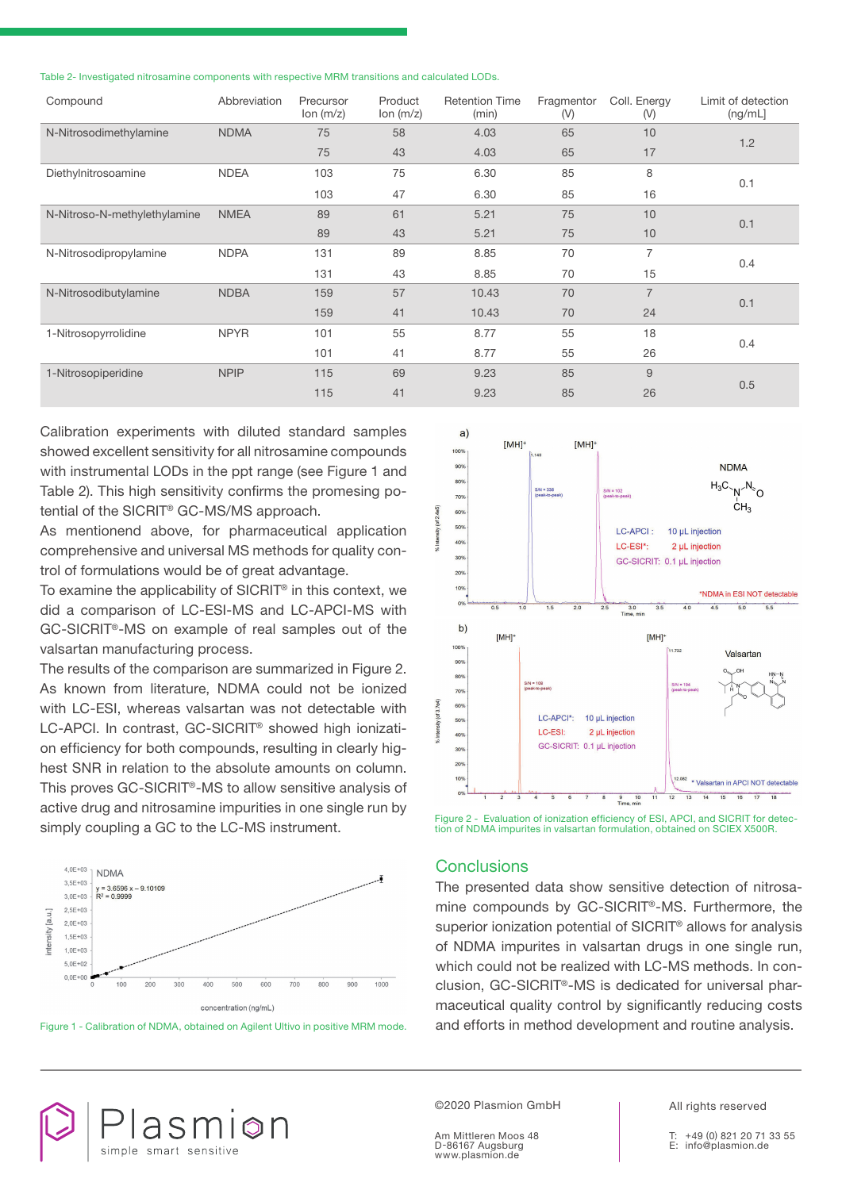Table 2- Investigated nitrosamine components with respective MRM transitions and calculated LODs.

| Compound | Abbreviation | Precursor Ion (m/z) | Product Ion (m/z) | Retention Time (min) | Fragmentor (V) | Coll. Energy (V) | Limit of detection (ng/mL] |
|---|---|---|---|---|---|---|---|
| N-Nitrosodimethylamine | NDMA | 75 | 58 | 4.03 | 65 | 10 | 1.2 |
| | | 75 | 43 | 4.03 | 65 | 17 | |
| Diethylnitrosoamine | NDEA | 103 | 75 | 6.30 | 85 | 8 | 0.1 |
| | | 103 | 47 | 6.30 | 85 | 16 | |
| N-Nitroso-N-methylethylamine | NMEA | 89 | 61 | 5.21 | 75 | 10 | 0.1 |
| | | 89 | 43 | 5.21 | 75 | 10 | |
| N-Nitrosodipropylamine | NDPA | 131 | 89 | 8.85 | 70 | 7 | 0.4 |
| | | 131 | 43 | 8.85 | 70 | 15 | |
| N-Nitrosodibutylamine | NDBA | 159 | 57 | 10.43 | 70 | 7 | 0.1 |
| | | 159 | 41 | 10.43 | 70 | 24 | |
| 1-Nitrosopyrrolidine | NPYR | 101 | 55 | 8.77 | 55 | 18 | 0.4 |
| | | 101 | 41 | 8.77 | 55 | 26 | |
| 1-Nitrosopiperidine | NPIP | 115 | 69 | 9.23 | 85 | 9 | 0.5 |
| | | 115 | 41 | 9.23 | 85 | 26 | |

Calibration experiments with diluted standard samples showed excellent sensitivity for all nitrosamine compounds with instrumental LODs in the ppt range (see Figure 1 and Table 2). This high sensitivity confirms the promesing potential of the SICRIT® GC-MS/MS approach.

As mentionend above, for pharmaceutical application comprehensive and universal MS methods for quality control of formulations would be of great advantage.

To examine the applicability of SICRIT® in this context, we did a comparison of LC-ESI-MS and LC-APCI-MS with GC-SICRIT®-MS on example of real samples out of the valsartan manufacturing process.

The results of the comparison are summarized in Figure 2. As known from literature, NDMA could not be ionized with LC-ESI, whereas valsartan was not detectable with LC-APCI. In contrast, GC-SICRIT® showed high ionization efficiency for both compounds, resulting in clearly highest SNR in relation to the absolute amounts on column. This proves GC-SICRIT®-MS to allow sensitive analysis of active drug and nitrosamine impurities in one single run by simply coupling a GC to the LC-MS instrument.

NDMA
y = 3.6596 x – 9.10109
$R^2$ = 0.9999
intensity [a.u.]
concentration (ng/mL)

Figure 1 - Calibration of NDMA, obtained on Agilent Ultivo in positive MRM mode.

a)
[MH]+ [MH]+
NDMA
LC-APCI: 10 µL injection
LC-ESI*: 2 µL injection
GC-SICRIT: 0.1 µL injection
*NDMA in ESI NOT detectable

b)
[MH]+ [MH]+
Valsartan
LC-APCI*: 10 µL injection
LC-ESI: 2 µL injection
GC-SICRIT: 0.1 µL injection
* Valsartan in APCI NOT detectable

Figure 2 - Evaluation of ionization efficiency of ESI, APCI, and SICRIT for detection of NDMA impurites in valsartan formulation, obtained on SCIEX X500R.

## Conclusions

The presented data show sensitive detection of nitrosamine compounds by GC-SICRIT®-MS. Furthermore, the superior ionization potential of SICRIT® allows for analysis of NDMA impurities in valsartan drugs in one single run, which could not be realized with LC-MS methods. In conclusion, GC-SICRIT®-MS is dedicated for universal pharmaceutical quality control by significantly reducing costs and efforts in method development and routine analysis.

Plasmion
simple smart sensitive

©2020 Plasmion GmbH

Am Mittleren Moos 48
D-86167 Augsburg
www.plasmion.de

All rights reserved

T: +49 (0) 821 20 71 33 55
E: info@plasmion.de